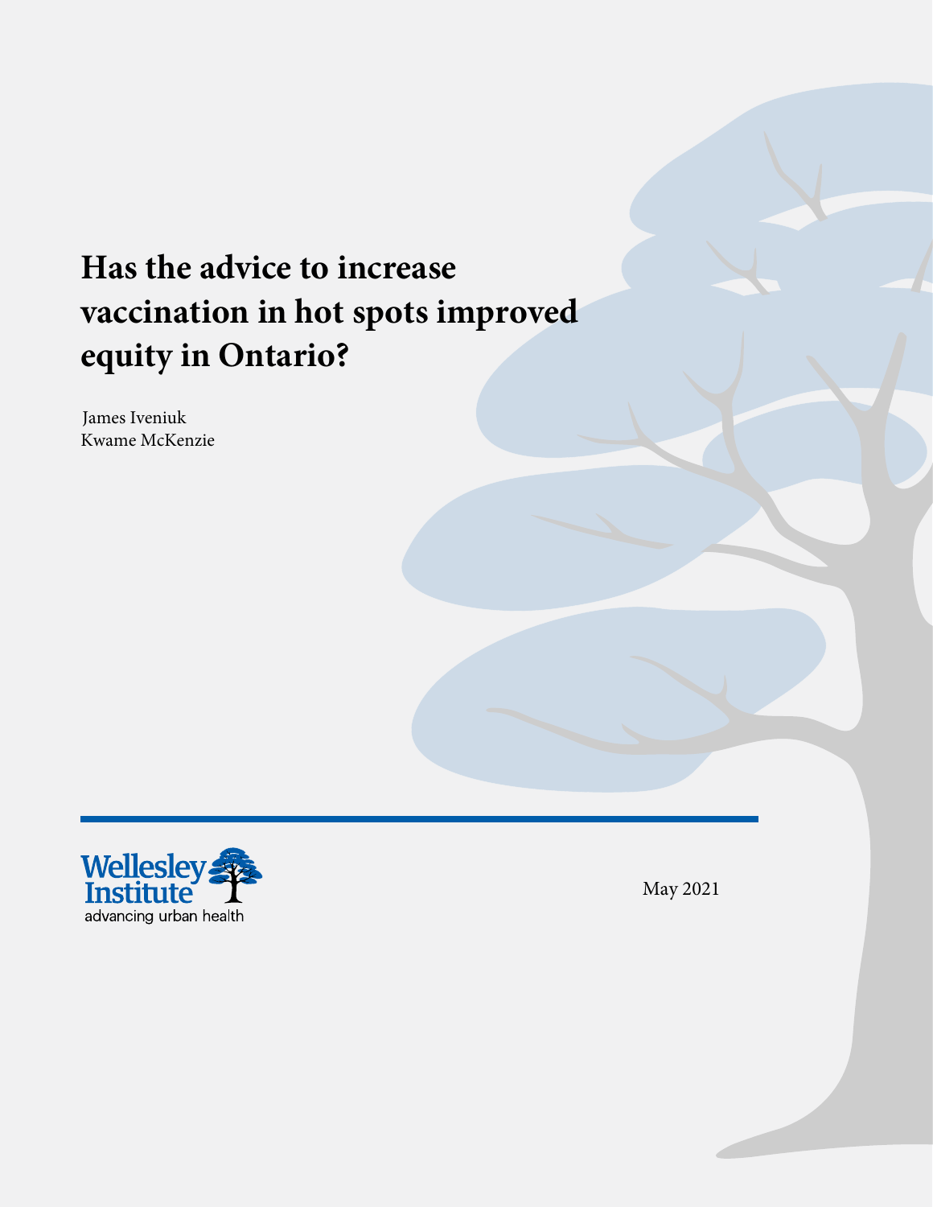# Has the advice to increase vaccination in hot spots improved equity in Ontario?

James Iveniuk
Kwame McKenzie

Wellesley Institute
advancing urban health

May 2021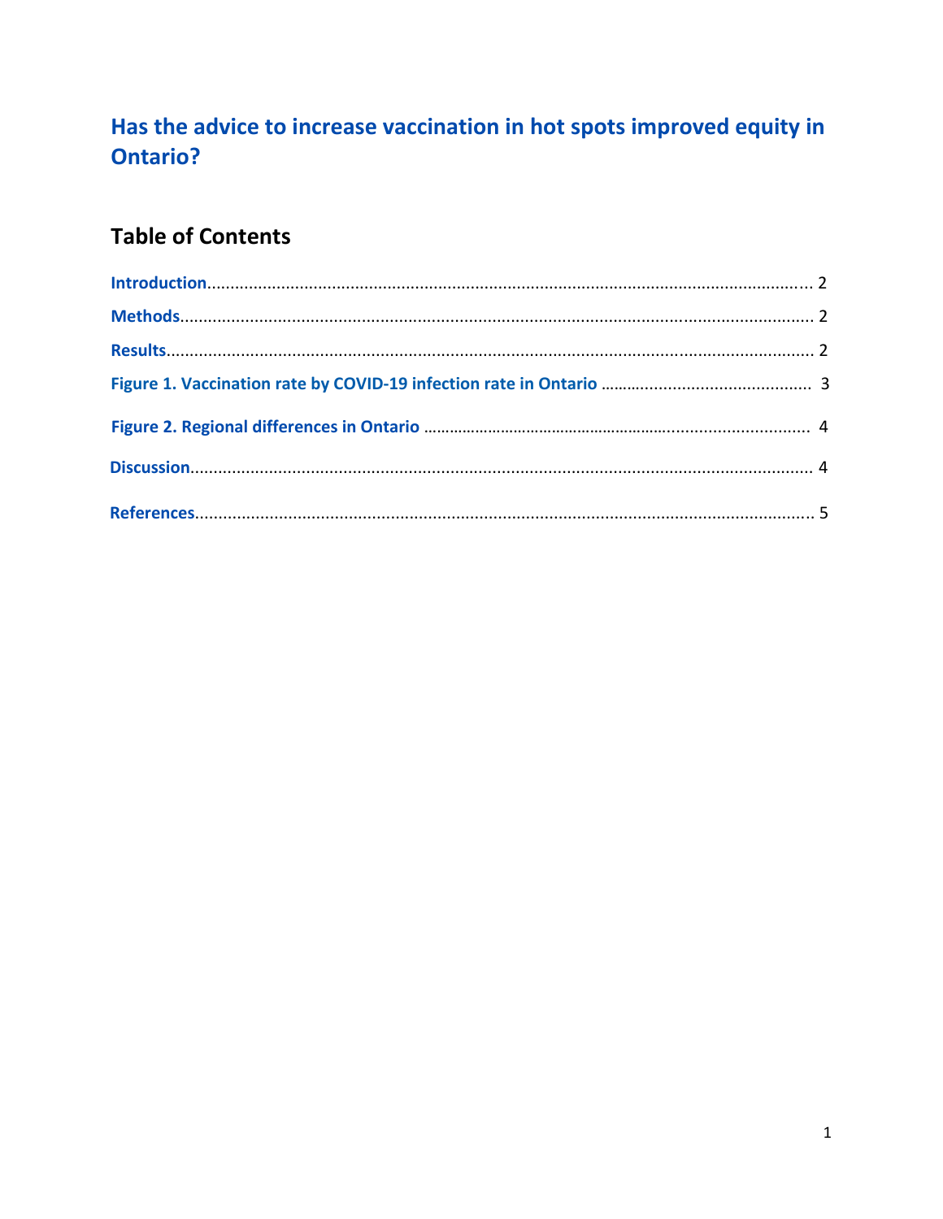# Has the advice to increase vaccination in hot spots improved equity in Ontario?

## Table of Contents

Introduction........................................................................................................................ 2

Methods.............................................................................................................................. 2

Results................................................................................................................................ 2

Figure 1. Vaccination rate by COVID-19 infection rate in Ontario ........................................... 3

Figure 2. Regional differences in Ontario ................................................................................ 4

Discussion........................................................................................................................... 4

References.......................................................................................................................... 5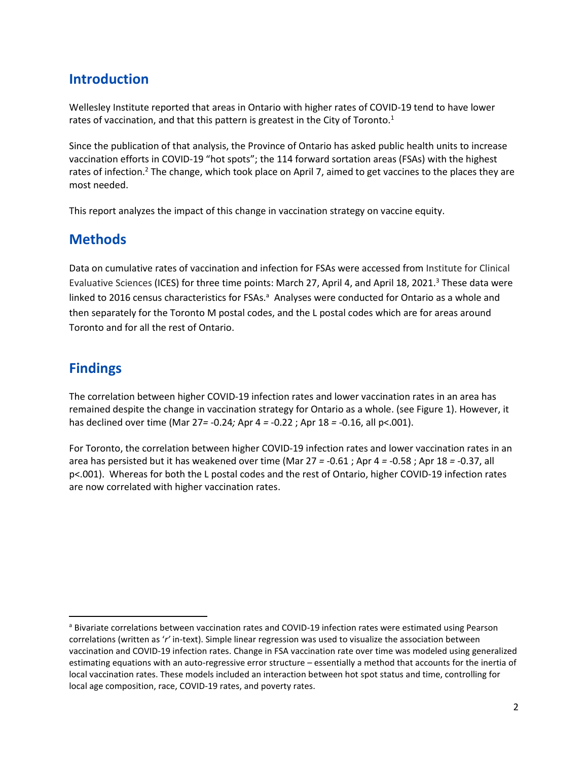## Introduction

Wellesley Institute reported that areas in Ontario with higher rates of COVID-19 tend to have lower rates of vaccination, and that this pattern is greatest in the City of Toronto.[1]

Since the publication of that analysis, the Province of Ontario has asked public health units to increase vaccination efforts in COVID-19 "hot spots"; the 114 forward sortation areas (FSAs) with the highest rates of infection.[2] The change, which took place on April 7, aimed to get vaccines to the places they are most needed.

This report analyzes the impact of this change in vaccination strategy on vaccine equity.

## Methods

Data on cumulative rates of vaccination and infection for FSAs were accessed from Institute for Clinical Evaluative Sciences (ICES) for three time points: March 27, April 4, and April 18, 2021.[3] These data were linked to 2016 census characteristics for FSAs.[a] Analyses were conducted for Ontario as a whole and then separately for the Toronto M postal codes, and the L postal codes which are for areas around Toronto and for all the rest of Ontario.

## Findings

The correlation between higher COVID-19 infection rates and lower vaccination rates in an area has remained despite the change in vaccination strategy for Ontario as a whole. (see Figure 1). However, it has declined over time (Mar 27= -0.24*;* Apr 4 = -0.22 ; Apr 18 = -0.16, all $p<.001$).

For Toronto, the correlation between higher COVID-19 infection rates and lower vaccination rates in an area has persisted but it has weakened over time (Mar 27 = -0.61 ; Apr 4 = -0.58 ; Apr 18 = -0.37, all $p<.001$). Whereas for both the L postal codes and the rest of Ontario, higher COVID-19 infection rates are now correlated with higher vaccination rates.

---

[a] Bivariate correlations between vaccination rates and COVID-19 infection rates were estimated using Pearson correlations (written as '*r*' in-text). Simple linear regression was used to visualize the association between vaccination and COVID-19 infection rates. Change in FSA vaccination rate over time was modeled using generalized estimating equations with an auto-regressive error structure – essentially a method that accounts for the inertia of local vaccination rates. These models included an interaction between hot spot status and time, controlling for local age composition, race, COVID-19 rates, and poverty rates.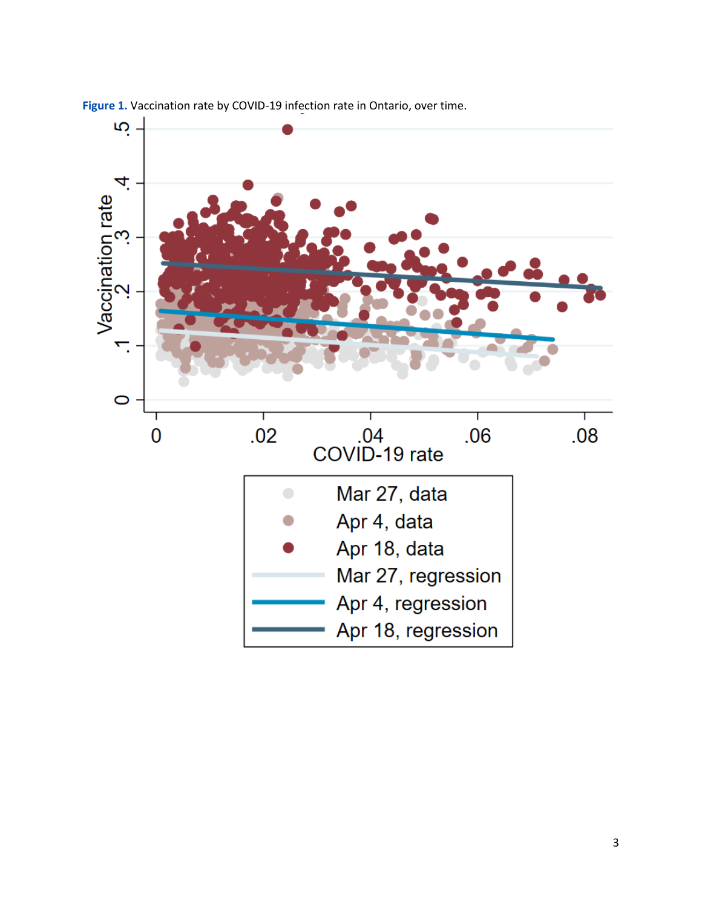**Figure 1.** Vaccination rate by COVID-19 infection rate in Ontario, over time.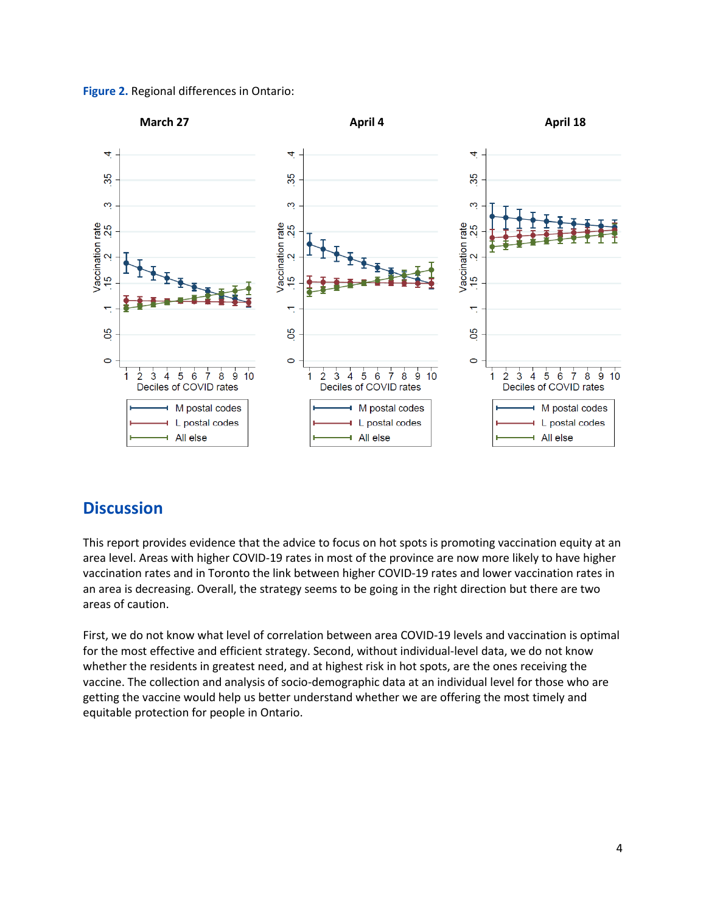**Figure 2.** Regional differences in Ontario:

# Discussion

This report provides evidence that the advice to focus on hot spots is promoting vaccination equity at an area level. Areas with higher COVID-19 rates in most of the province are now more likely to have higher vaccination rates and in Toronto the link between higher COVID-19 rates and lower vaccination rates in an area is decreasing. Overall, the strategy seems to be going in the right direction but there are two areas of caution.

First, we do not know what level of correlation between area COVID-19 levels and vaccination is optimal for the most effective and efficient strategy. Second, without individual-level data, we do not know whether the residents in greatest need, and at highest risk in hot spots, are the ones receiving the vaccine. The collection and analysis of socio-demographic data at an individual level for those who are getting the vaccine would help us better understand whether we are offering the most timely and equitable protection for people in Ontario.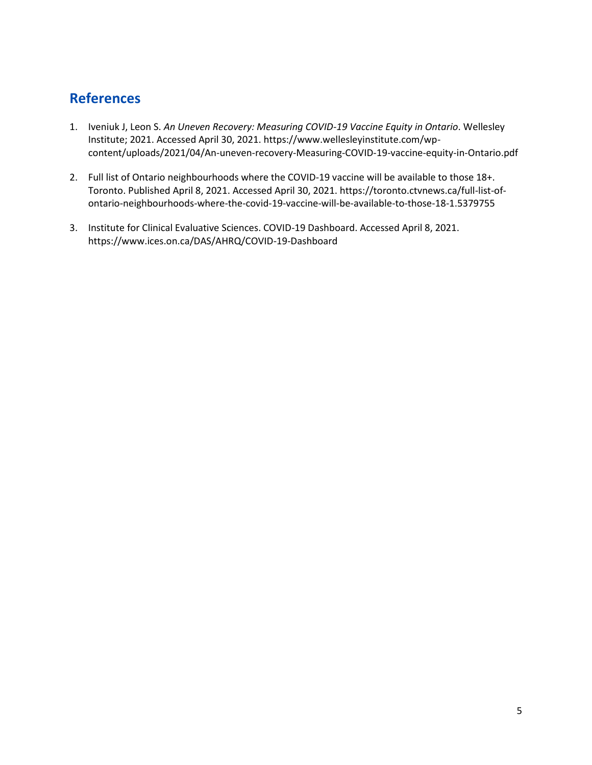## References

1. Iveniuk J, Leon S. *An Uneven Recovery: Measuring COVID-19 Vaccine Equity in Ontario*. Wellesley Institute; 2021. Accessed April 30, 2021. https://www.wellesleyinstitute.com/wp-content/uploads/2021/04/An-uneven-recovery-Measuring-COVID-19-vaccine-equity-in-Ontario.pdf

2. Full list of Ontario neighbourhoods where the COVID-19 vaccine will be available to those 18+. Toronto. Published April 8, 2021. Accessed April 30, 2021. https://toronto.ctvnews.ca/full-list-of-ontario-neighbourhoods-where-the-covid-19-vaccine-will-be-available-to-those-18-1.5379755

3. Institute for Clinical Evaluative Sciences. COVID-19 Dashboard. Accessed April 8, 2021. https://www.ices.on.ca/DAS/AHRQ/COVID-19-Dashboard